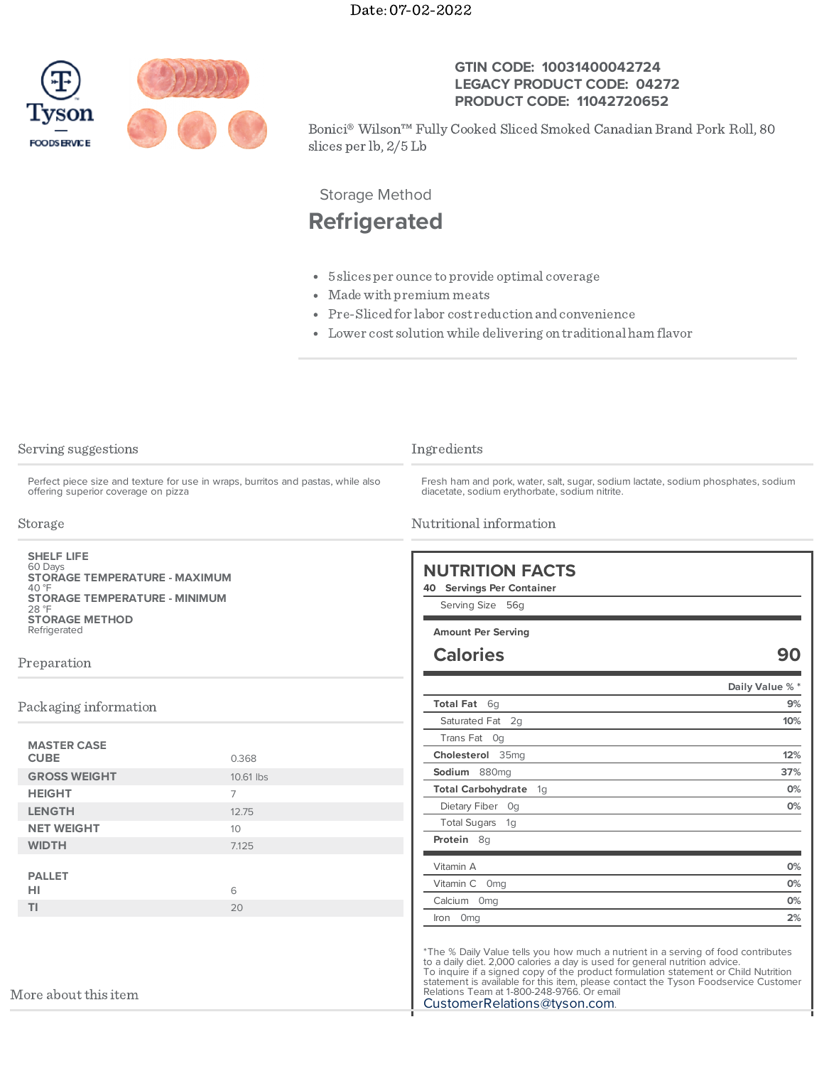Date: 07-02-2022

Tyson FOODSERVICE

**GTIN CODE: 10031400042724**
**LEGACY PRODUCT CODE: 04272**
**PRODUCT CODE: 11042720652**

Bonici® Wilson™ Fully Cooked Sliced Smoked Canadian Brand Pork Roll, 80 slices per lb, 2/5 Lb

Storage Method

## Refrigerated

- 5 slices per ounce to provide optimal coverage
- Made with premium meats
- Pre-Sliced for labor cost reduction and convenience
- Lower cost solution while delivering on traditional ham flavor

## Serving suggestions

Perfect piece size and texture for use in wraps, burritos and pastas, while also offering superior coverage on pizza

## Ingredients

Fresh ham and pork, water, salt, sugar, sodium lactate, sodium phosphates, sodium diacetate, sodium erythorbate, sodium nitrite.

## Storage

**SHELF LIFE**
60 Days
**STORAGE TEMPERATURE - MAXIMUM**
40 °F
**STORAGE TEMPERATURE - MINIMUM**
28 °F
**STORAGE METHOD**
Refrigerated

## Preparation

## Packaging information

| MASTER CASE | |
|---|---|
| CUBE | 0.368 |
| GROSS WEIGHT | 10.61 lbs |
| HEIGHT | 7 |
| LENGTH | 12.75 |
| NET WEIGHT | 10 |
| WIDTH | 7.125 |

| PALLET | |
|---|---|
| HI | 6 |
| TI | 20 |

## Nutritional information

### NUTRITION FACTS

**40 Servings Per Container**

Serving Size 56g

**Amount Per Serving**

| **Calories** | **90** |
|---|---|
| | **Daily Value % \*** |
| **Total Fat** 6g | **9%** |
| Saturated Fat 2g | **10%** |
| Trans Fat 0g | |
| **Cholesterol** 35mg | **12%** |
| **Sodium** 880mg | **37%** |
| **Total Carbohydrate** 1g | **0%** |
| Dietary Fiber 0g | **0%** |
| Total Sugars 1g | |
| **Protein** 8g | |
| Vitamin A | **0%** |
| Vitamin C 0mg | **0%** |
| Calcium 0mg | **0%** |
| Iron 0mg | **2%** |

*The % Daily Value tells you how much a nutrient in a serving of food contributes to a daily diet. 2,000 calories a day is used for general nutrition advice.
To inquire if a signed copy of the product formulation statement or Child Nutrition statement is available for this item, please contact the Tyson Foodservice Customer Relations Team at 1-800-248-9766. Or email CustomerRelations@tyson.com.

## More about this item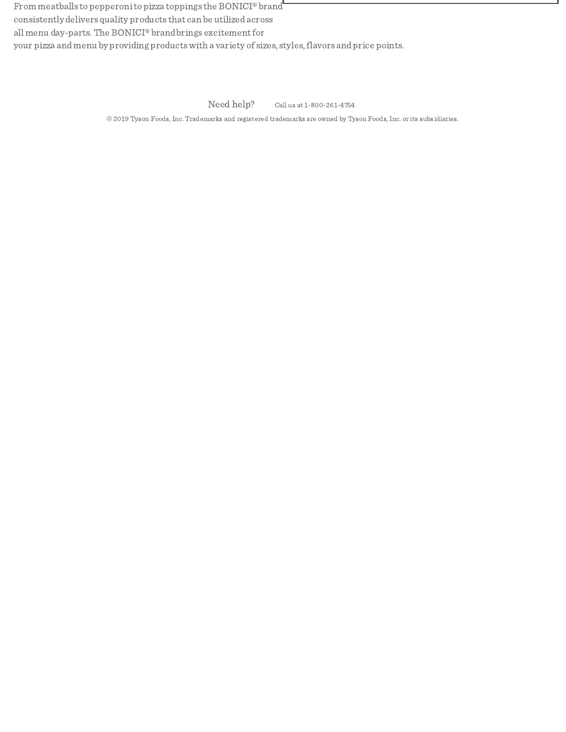From meatballs to pepperoni to pizza toppings the BONICI® brand consistently delivers quality products that can be utilized across all menu day-parts. The BONICI® brand brings excitement for your pizza and menu by providing products with a variety of sizes, styles, flavors and price points.

Need help? Call us at 1-800-261-4754

© 2019 Tyson Foods, Inc. Trademarks and registered trademarks are owned by Tyson Foods, Inc. or its subsidiaries.